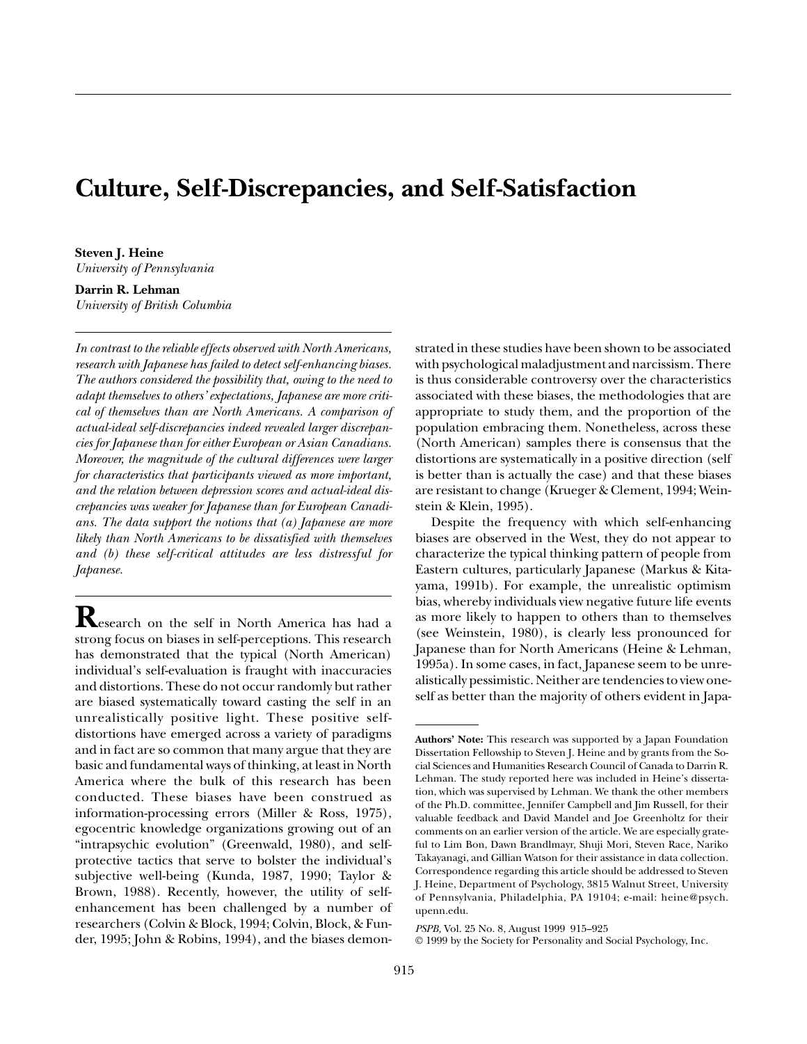# Culture, Self-Discrepancies, and Self-Satisfaction

**Steven J. Heine**
*University of Pennsylvania*

**Darrin R. Lehman**
*University of British Columbia*

*In contrast to the reliable effects observed with North Americans, research with Japanese has failed to detect self-enhancing biases. The authors considered the possibility that, owing to the need to adapt themselves to others' expectations, Japanese are more critical of themselves than are North Americans. A comparison of actual-ideal self-discrepancies indeed revealed larger discrepancies for Japanese than for either European or Asian Canadians. Moreover, the magnitude of the cultural differences were larger for characteristics that participants viewed as more important, and the relation between depression scores and actual-ideal discrepancies was weaker for Japanese than for European Canadians. The data support the notions that (a) Japanese are more likely than North Americans to be dissatisfied with themselves and (b) these self-critical attitudes are less distressful for Japanese.*

**R**esearch on the self in North America has had a strong focus on biases in self-perceptions. This research has demonstrated that the typical (North American) individual's self-evaluation is fraught with inaccuracies and distortions. These do not occur randomly but rather are biased systematically toward casting the self in an unrealistically positive light. These positive self-distortions have emerged across a variety of paradigms and in fact are so common that many argue that they are basic and fundamental ways of thinking, at least in North America where the bulk of this research has been conducted. These biases have been construed as information-processing errors (Miller & Ross, 1975), egocentric knowledge organizations growing out of an "intrapsychic evolution" (Greenwald, 1980), and self-protective tactics that serve to bolster the individual's subjective well-being (Kunda, 1987, 1990; Taylor & Brown, 1988). Recently, however, the utility of self-enhancement has been challenged by a number of researchers (Colvin & Block, 1994; Colvin, Block, & Funder, 1995; John & Robins, 1994), and the biases demonstrated in these studies have been shown to be associated with psychological maladjustment and narcissism. There is thus considerable controversy over the characteristics associated with these biases, the methodologies that are appropriate to study them, and the proportion of the population embracing them. Nonetheless, across these (North American) samples there is consensus that the distortions are systematically in a positive direction (self is better than is actually the case) and that these biases are resistant to change (Krueger & Clement, 1994; Weinstein & Klein, 1995).

Despite the frequency with which self-enhancing biases are observed in the West, they do not appear to characterize the typical thinking pattern of people from Eastern cultures, particularly Japanese (Markus & Kitayama, 1991b). For example, the unrealistic optimism bias, whereby individuals view negative future life events as more likely to happen to others than to themselves (see Weinstein, 1980), is clearly less pronounced for Japanese than for North Americans (Heine & Lehman, 1995a). In some cases, in fact, Japanese seem to be unrealistically pessimistic. Neither are tendencies to view oneself as better than the majority of others evident in Japa-

**Authors' Note:** This research was supported by a Japan Foundation Dissertation Fellowship to Steven J. Heine and by grants from the Social Sciences and Humanities Research Council of Canada to Darrin R. Lehman. The study reported here was included in Heine's dissertation, which was supervised by Lehman. We thank the other members of the Ph.D. committee, Jennifer Campbell and Jim Russell, for their valuable feedback and David Mandel and Joe Greenholtz for their comments on an earlier version of the article. We are especially grateful to Lim Bon, Dawn Brandlmayr, Shuji Mori, Steven Race, Nariko Takayanagi, and Gillian Watson for their assistance in data collection. Correspondence regarding this article should be addressed to Steven J. Heine, Department of Psychology, 3815 Walnut Street, University of Pennsylvania, Philadelphia, PA 19104; e-mail: heine@psych.upenn.edu.

*PSPB,* Vol. 25 No. 8, August 1999 915–925
© 1999 by the Society for Personality and Social Psychology, Inc.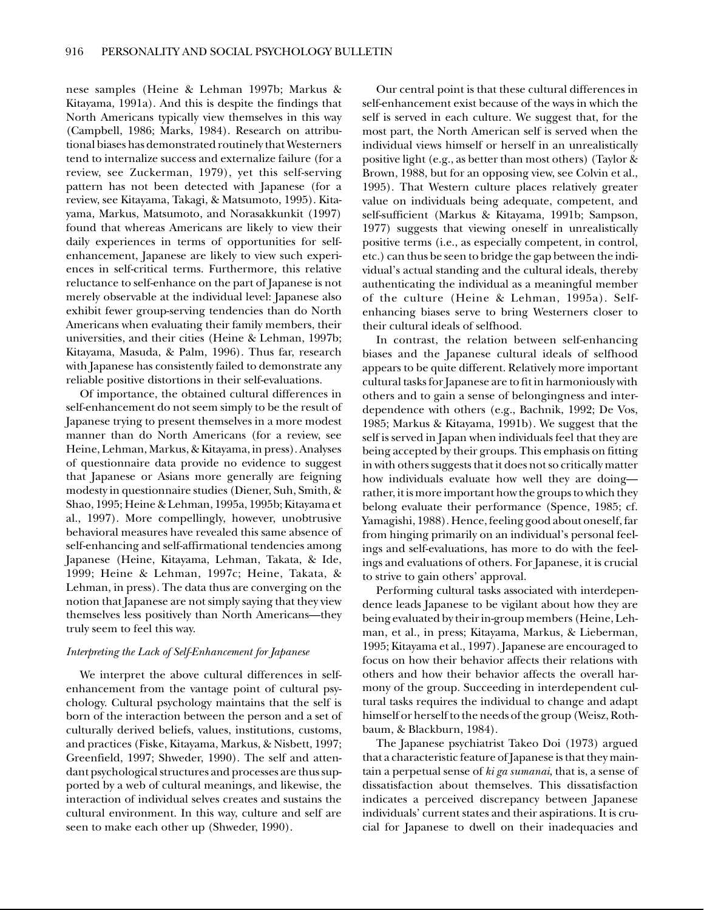nese samples (Heine & Lehman 1997b; Markus & Kitayama, 1991a). And this is despite the findings that North Americans typically view themselves in this way (Campbell, 1986; Marks, 1984). Research on attributional biases has demonstrated routinely that Westerners tend to internalize success and externalize failure (for a review, see Zuckerman, 1979), yet this self-serving pattern has not been detected with Japanese (for a review, see Kitayama, Takagi, & Matsumoto, 1995). Kitayama, Markus, Matsumoto, and Norasakkunkit (1997) found that whereas Americans are likely to view their daily experiences in terms of opportunities for self-enhancement, Japanese are likely to view such experiences in self-critical terms. Furthermore, this relative reluctance to self-enhance on the part of Japanese is not merely observable at the individual level: Japanese also exhibit fewer group-serving tendencies than do North Americans when evaluating their family members, their universities, and their cities (Heine & Lehman, 1997b; Kitayama, Masuda, & Palm, 1996). Thus far, research with Japanese has consistently failed to demonstrate any reliable positive distortions in their self-evaluations.

Of importance, the obtained cultural differences in self-enhancement do not seem simply to be the result of Japanese trying to present themselves in a more modest manner than do North Americans (for a review, see Heine, Lehman, Markus, & Kitayama, in press). Analyses of questionnaire data provide no evidence to suggest that Japanese or Asians more generally are feigning modesty in questionnaire studies (Diener, Suh, Smith, & Shao, 1995; Heine & Lehman, 1995a, 1995b; Kitayama et al., 1997). More compellingly, however, unobtrusive behavioral measures have revealed this same absence of self-enhancing and self-affirmational tendencies among Japanese (Heine, Kitayama, Lehman, Takata, & Ide, 1999; Heine & Lehman, 1997c; Heine, Takata, & Lehman, in press). The data thus are converging on the notion that Japanese are not simply saying that they view themselves less positively than North Americans—they truly seem to feel this way.

### *Interpreting the Lack of Self-Enhancement for Japanese*

We interpret the above cultural differences in self-enhancement from the vantage point of cultural psychology. Cultural psychology maintains that the self is born of the interaction between the person and a set of culturally derived beliefs, values, institutions, customs, and practices (Fiske, Kitayama, Markus, & Nisbett, 1997; Greenfield, 1997; Shweder, 1990). The self and attendant psychological structures and processes are thus supported by a web of cultural meanings, and likewise, the interaction of individual selves creates and sustains the cultural environment. In this way, culture and self are seen to make each other up (Shweder, 1990).

Our central point is that these cultural differences in self-enhancement exist because of the ways in which the self is served in each culture. We suggest that, for the most part, the North American self is served when the individual views himself or herself in an unrealistically positive light (e.g., as better than most others) (Taylor & Brown, 1988, but for an opposing view, see Colvin et al., 1995). That Western culture places relatively greater value on individuals being adequate, competent, and self-sufficient (Markus & Kitayama, 1991b; Sampson, 1977) suggests that viewing oneself in unrealistically positive terms (i.e., as especially competent, in control, etc.) can thus be seen to bridge the gap between the individual's actual standing and the cultural ideals, thereby authenticating the individual as a meaningful member of the culture (Heine & Lehman, 1995a). Self-enhancing biases serve to bring Westerners closer to their cultural ideals of selfhood.

In contrast, the relation between self-enhancing biases and the Japanese cultural ideals of selfhood appears to be quite different. Relatively more important cultural tasks for Japanese are to fit in harmoniously with others and to gain a sense of belongingness and interdependence with others (e.g., Bachnik, 1992; De Vos, 1985; Markus & Kitayama, 1991b). We suggest that the self is served in Japan when individuals feel that they are being accepted by their groups. This emphasis on fitting in with others suggests that it does not so critically matter how individuals evaluate how well they are doing—rather, it is more important how the groups to which they belong evaluate their performance (Spence, 1985; cf. Yamagishi, 1988). Hence, feeling good about oneself, far from hinging primarily on an individual's personal feelings and self-evaluations, has more to do with the feelings and evaluations of others. For Japanese, it is crucial to strive to gain others' approval.

Performing cultural tasks associated with interdependence leads Japanese to be vigilant about how they are being evaluated by their in-group members (Heine, Lehman, et al., in press; Kitayama, Markus, & Lieberman, 1995; Kitayama et al., 1997). Japanese are encouraged to focus on how their behavior affects their relations with others and how their behavior affects the overall harmony of the group. Succeeding in interdependent cultural tasks requires the individual to change and adapt himself or herself to the needs of the group (Weisz, Rothbaum, & Blackburn, 1984).

The Japanese psychiatrist Takeo Doi (1973) argued that a characteristic feature of Japanese is that they maintain a perpetual sense of *ki ga sumanai*, that is, a sense of dissatisfaction about themselves. This dissatisfaction indicates a perceived discrepancy between Japanese individuals' current states and their aspirations. It is crucial for Japanese to dwell on their inadequacies and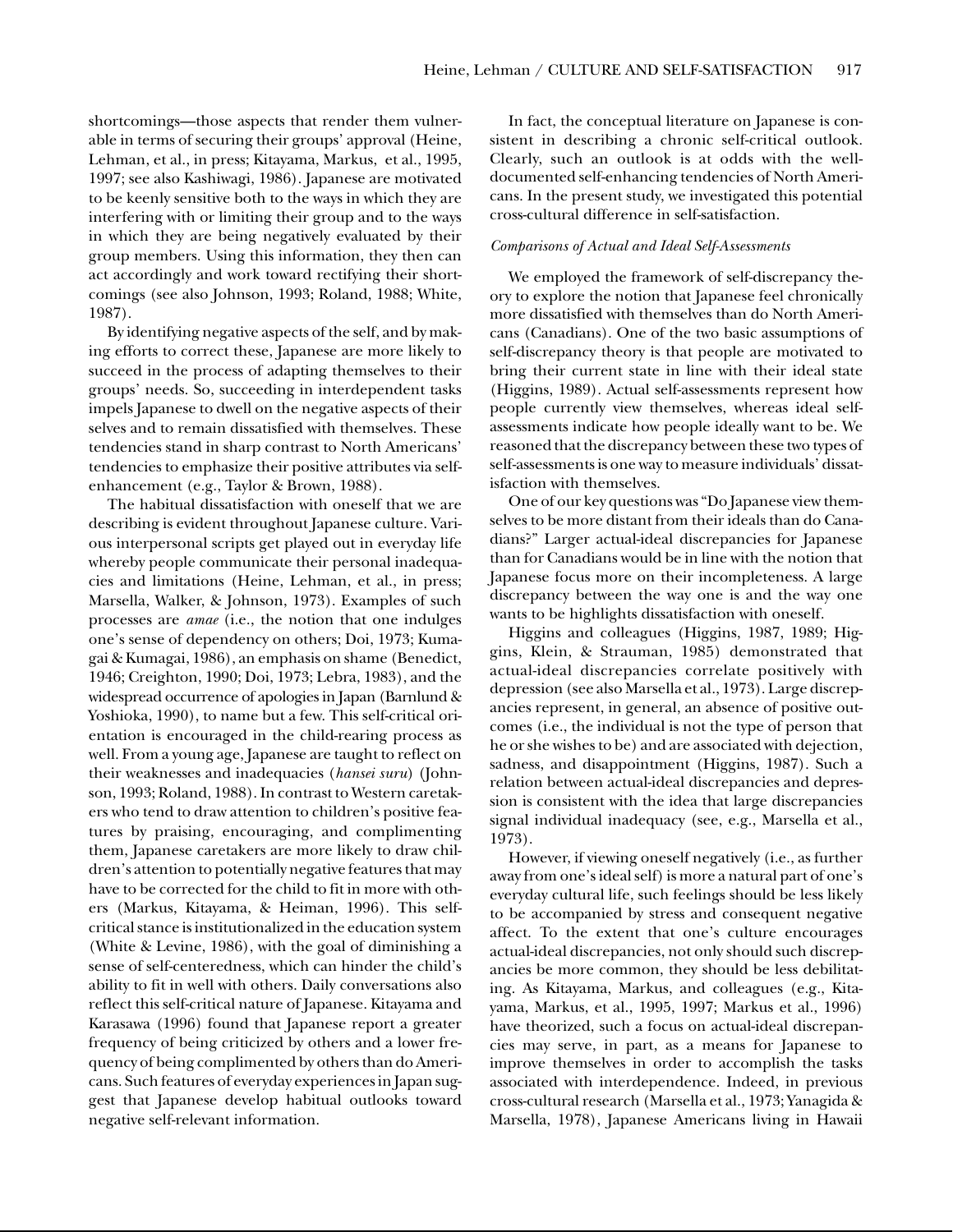shortcomings—those aspects that render them vulnerable in terms of securing their groups' approval (Heine, Lehman, et al., in press; Kitayama, Markus, et al., 1995, 1997; see also Kashiwagi, 1986). Japanese are motivated to be keenly sensitive both to the ways in which they are interfering with or limiting their group and to the ways in which they are being negatively evaluated by their group members. Using this information, they then can act accordingly and work toward rectifying their shortcomings (see also Johnson, 1993; Roland, 1988; White, 1987).

By identifying negative aspects of the self, and by making efforts to correct these, Japanese are more likely to succeed in the process of adapting themselves to their groups' needs. So, succeeding in interdependent tasks impels Japanese to dwell on the negative aspects of their selves and to remain dissatisfied with themselves. These tendencies stand in sharp contrast to North Americans' tendencies to emphasize their positive attributes via self-enhancement (e.g., Taylor & Brown, 1988).

The habitual dissatisfaction with oneself that we are describing is evident throughout Japanese culture. Various interpersonal scripts get played out in everyday life whereby people communicate their personal inadequacies and limitations (Heine, Lehman, et al., in press; Marsella, Walker, & Johnson, 1973). Examples of such processes are *amae* (i.e., the notion that one indulges one's sense of dependency on others; Doi, 1973; Kumagai & Kumagai, 1986), an emphasis on shame (Benedict, 1946; Creighton, 1990; Doi, 1973; Lebra, 1983), and the widespread occurrence of apologies in Japan (Barnlund & Yoshioka, 1990), to name but a few. This self-critical orientation is encouraged in the child-rearing process as well. From a young age, Japanese are taught to reflect on their weaknesses and inadequacies (*hansei suru*) (Johnson, 1993; Roland, 1988). In contrast to Western caretakers who tend to draw attention to children's positive features by praising, encouraging, and complimenting them, Japanese caretakers are more likely to draw children's attention to potentially negative features that may have to be corrected for the child to fit in more with others (Markus, Kitayama, & Heiman, 1996). This self-critical stance is institutionalized in the education system (White & Levine, 1986), with the goal of diminishing a sense of self-centeredness, which can hinder the child's ability to fit in well with others. Daily conversations also reflect this self-critical nature of Japanese. Kitayama and Karasawa (1996) found that Japanese report a greater frequency of being criticized by others and a lower frequency of being complimented by others than do Americans. Such features of everyday experiences in Japan suggest that Japanese develop habitual outlooks toward negative self-relevant information.

In fact, the conceptual literature on Japanese is consistent in describing a chronic self-critical outlook. Clearly, such an outlook is at odds with the well-documented self-enhancing tendencies of North Americans. In the present study, we investigated this potential cross-cultural difference in self-satisfaction.

### *Comparisons of Actual and Ideal Self-Assessments*

We employed the framework of self-discrepancy theory to explore the notion that Japanese feel chronically more dissatisfied with themselves than do North Americans (Canadians). One of the two basic assumptions of self-discrepancy theory is that people are motivated to bring their current state in line with their ideal state (Higgins, 1989). Actual self-assessments represent how people currently view themselves, whereas ideal self-assessments indicate how people ideally want to be. We reasoned that the discrepancy between these two types of self-assessments is one way to measure individuals' dissatisfaction with themselves.

One of our key questions was "Do Japanese view themselves to be more distant from their ideals than do Canadians?" Larger actual-ideal discrepancies for Japanese than for Canadians would be in line with the notion that Japanese focus more on their incompleteness. A large discrepancy between the way one is and the way one wants to be highlights dissatisfaction with oneself.

Higgins and colleagues (Higgins, 1987, 1989; Higgins, Klein, & Strauman, 1985) demonstrated that actual-ideal discrepancies correlate positively with depression (see also Marsella et al., 1973). Large discrepancies represent, in general, an absence of positive outcomes (i.e., the individual is not the type of person that he or she wishes to be) and are associated with dejection, sadness, and disappointment (Higgins, 1987). Such a relation between actual-ideal discrepancies and depression is consistent with the idea that large discrepancies signal individual inadequacy (see, e.g., Marsella et al., 1973).

However, if viewing oneself negatively (i.e., as further away from one's ideal self) is more a natural part of one's everyday cultural life, such feelings should be less likely to be accompanied by stress and consequent negative affect. To the extent that one's culture encourages actual-ideal discrepancies, not only should such discrepancies be more common, they should be less debilitating. As Kitayama, Markus, and colleagues (e.g., Kitayama, Markus, et al., 1995, 1997; Markus et al., 1996) have theorized, such a focus on actual-ideal discrepancies may serve, in part, as a means for Japanese to improve themselves in order to accomplish the tasks associated with interdependence. Indeed, in previous cross-cultural research (Marsella et al., 1973; Yanagida & Marsella, 1978), Japanese Americans living in Hawaii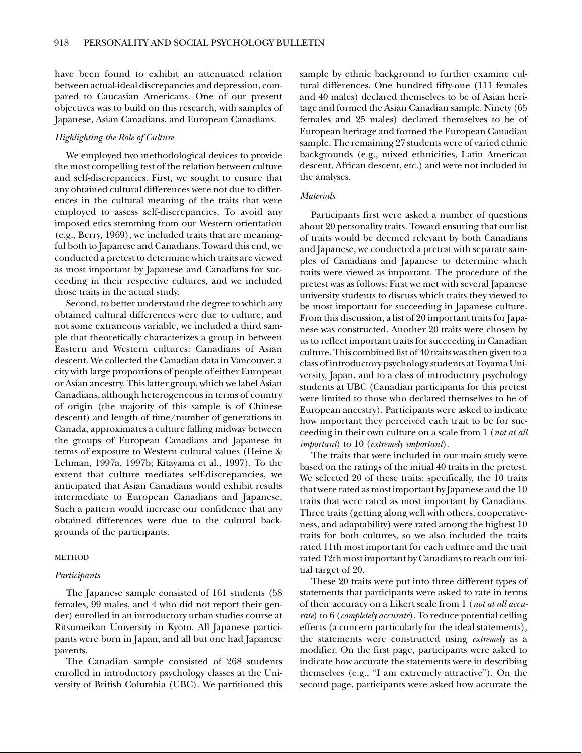have been found to exhibit an attenuated relation between actual-ideal discrepancies and depression, compared to Caucasian Americans. One of our present objectives was to build on this research, with samples of Japanese, Asian Canadians, and European Canadians.

### *Highlighting the Role of Culture*

We employed two methodological devices to provide the most compelling test of the relation between culture and self-discrepancies. First, we sought to ensure that any obtained cultural differences were not due to differences in the cultural meaning of the traits that were employed to assess self-discrepancies. To avoid any imposed etics stemming from our Western orientation (e.g., Berry, 1969), we included traits that are meaningful both to Japanese and Canadians. Toward this end, we conducted a pretest to determine which traits are viewed as most important by Japanese and Canadians for succeeding in their respective cultures, and we included those traits in the actual study.

Second, to better understand the degree to which any obtained cultural differences were due to culture, and not some extraneous variable, we included a third sample that theoretically characterizes a group in between Eastern and Western cultures: Canadians of Asian descent. We collected the Canadian data in Vancouver, a city with large proportions of people of either European or Asian ancestry. This latter group, which we label Asian Canadians, although heterogeneous in terms of country of origin (the majority of this sample is of Chinese descent) and length of time/number of generations in Canada, approximates a culture falling midway between the groups of European Canadians and Japanese in terms of exposure to Western cultural values (Heine & Lehman, 1997a, 1997b; Kitayama et al., 1997). To the extent that culture mediates self-discrepancies, we anticipated that Asian Canadians would exhibit results intermediate to European Canadians and Japanese. Such a pattern would increase our confidence that any obtained differences were due to the cultural backgrounds of the participants.

## METHOD

### *Participants*

The Japanese sample consisted of 161 students (58 females, 99 males, and 4 who did not report their gender) enrolled in an introductory urban studies course at Ritsumeikan University in Kyoto. All Japanese participants were born in Japan, and all but one had Japanese parents.

The Canadian sample consisted of 268 students enrolled in introductory psychology classes at the University of British Columbia (UBC). We partitioned this sample by ethnic background to further examine cultural differences. One hundred fifty-one (111 females and 40 males) declared themselves to be of Asian heritage and formed the Asian Canadian sample. Ninety (65 females and 25 males) declared themselves to be of European heritage and formed the European Canadian sample. The remaining 27 students were of varied ethnic backgrounds (e.g., mixed ethnicities, Latin American descent, African descent, etc.) and were not included in the analyses.

### *Materials*

Participants first were asked a number of questions about 20 personality traits. Toward ensuring that our list of traits would be deemed relevant by both Canadians and Japanese, we conducted a pretest with separate samples of Canadians and Japanese to determine which traits were viewed as important. The procedure of the pretest was as follows: First we met with several Japanese university students to discuss which traits they viewed to be most important for succeeding in Japanese culture. From this discussion, a list of 20 important traits for Japanese was constructed. Another 20 traits were chosen by us to reflect important traits for succeeding in Canadian culture. This combined list of 40 traits was then given to a class of introductory psychology students at Toyama University, Japan, and to a class of introductory psychology students at UBC (Canadian participants for this pretest were limited to those who declared themselves to be of European ancestry). Participants were asked to indicate how important they perceived each trait to be for succeeding in their own culture on a scale from 1 (*not at all important*) to 10 (*extremely important*).

The traits that were included in our main study were based on the ratings of the initial 40 traits in the pretest. We selected 20 of these traits: specifically, the 10 traits that were rated as most important by Japanese and the 10 traits that were rated as most important by Canadians. Three traits (getting along well with others, cooperativeness, and adaptability) were rated among the highest 10 traits for both cultures, so we also included the traits rated 11th most important for each culture and the trait rated 12th most important by Canadians to reach our initial target of 20.

These 20 traits were put into three different types of statements that participants were asked to rate in terms of their accuracy on a Likert scale from 1 (*not at all accurate*) to 6 (*completely accurate*). To reduce potential ceiling effects (a concern particularly for the ideal statements), the statements were constructed using *extremely* as a modifier. On the first page, participants were asked to indicate how accurate the statements were in describing themselves (e.g., "I am extremely attractive"). On the second page, participants were asked how accurate the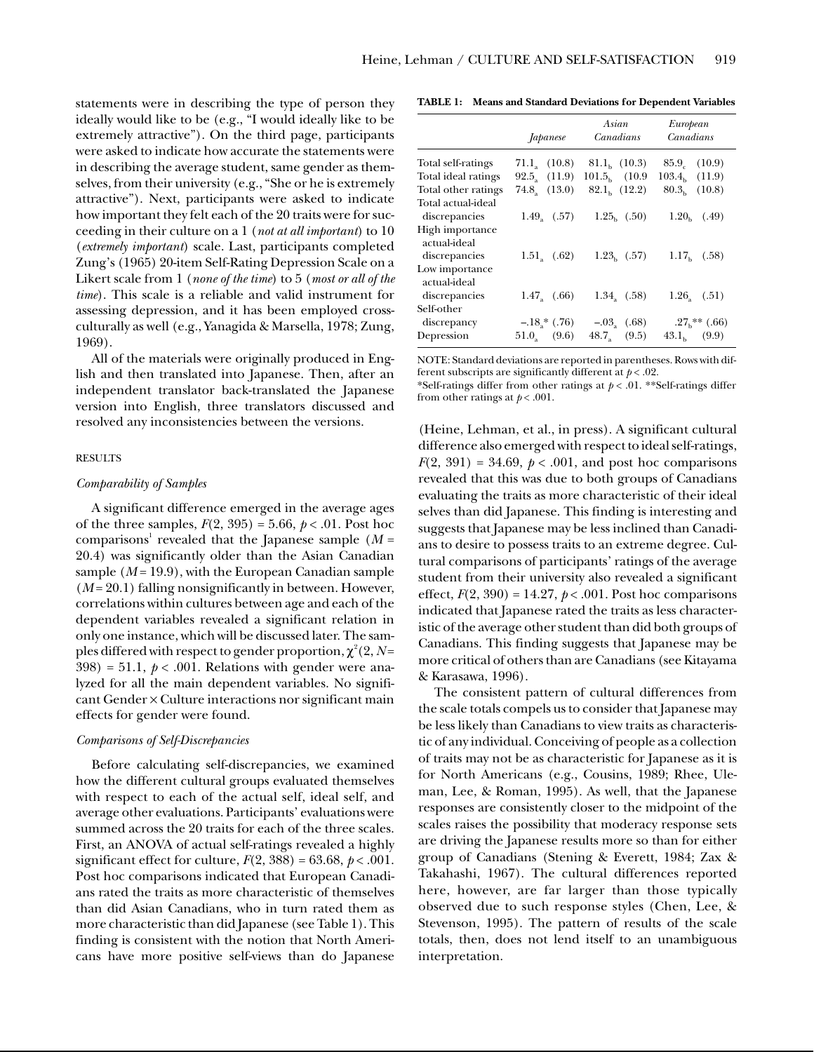statements were in describing the type of person they ideally would like to be (e.g., "I would ideally like to be extremely attractive"). On the third page, participants were asked to indicate how accurate the statements were in describing the average student, same gender as themselves, from their university (e.g., "She or he is extremely attractive"). Next, participants were asked to indicate how important they felt each of the 20 traits were for succeeding in their culture on a 1 (*not at all important*) to 10 (*extremely important*) scale. Last, participants completed Zung's (1965) 20-item Self-Rating Depression Scale on a Likert scale from 1 (*none of the time*) to 5 (*most or all of the time*). This scale is a reliable and valid instrument for assessing depression, and it has been employed cross-culturally as well (e.g., Yanagida & Marsella, 1978; Zung, 1969).

All of the materials were originally produced in English and then translated into Japanese. Then, after an independent translator back-translated the Japanese version into English, three translators discussed and resolved any inconsistencies between the versions.

## RESULTS

### *Comparability of Samples*

A significant difference emerged in the average ages of the three samples, $F(2, 395) = 5.66$, $p < .01$. Post hoc comparisons[1] revealed that the Japanese sample ($M$ = 20.4) was significantly older than the Asian Canadian sample ($M$ = 19.9), with the European Canadian sample ($M$ = 20.1) falling nonsignificantly in between. However, correlations within cultures between age and each of the dependent variables revealed a significant relation in only one instance, which will be discussed later. The samples differed with respect to gender proportion, $\chi^2(2, N = 398) = 51.1$, $p < .001$. Relations with gender were analyzed for all the main dependent variables. No significant Gender × Culture interactions nor significant main effects for gender were found.

### *Comparisons of Self-Discrepancies*

Before calculating self-discrepancies, we examined how the different cultural groups evaluated themselves with respect to each of the actual self, ideal self, and average other evaluations. Participants' evaluations were summed across the 20 traits for each of the three scales. First, an ANOVA of actual self-ratings revealed a highly significant effect for culture, $F(2, 388) = 63.68$, $p < .001$. Post hoc comparisons indicated that European Canadians rated the traits as more characteristic of themselves than did Asian Canadians, who in turn rated them as more characteristic than did Japanese (see Table 1). This finding is consistent with the notion that North Americans have more positive self-views than do Japanese

**TABLE 1: Means and Standard Deviations for Dependent Variables**

| | *Japanese* | *Asian Canadians* | *European Canadians* |
|---|---|---|---|
| Total self-ratings | $71.1_a$ (10.8) | $81.1_b$ (10.3) | $85.9_c$ (10.9) |
| Total ideal ratings | $92.5_a$ (11.9) | $101.5_b$ (10.9 | $103.4_b$ (11.9) |
| Total other ratings | $74.8_a$ (13.0) | $82.1_b$ (12.2) | $80.3_b$ (10.8) |
| Total actual-ideal discrepancies | $1.49_a$ (.57) | $1.25_b$ (.50) | $1.20_b$ (.49) |
| High importance actual-ideal discrepancies | $1.51_a$ (.62) | $1.23_b$ (.57) | $1.17_b$ (.58) |
| Low importance actual-ideal discrepancies | $1.47_a$ (.66) | $1.34_a$ (.58) | $1.26_a$ (.51) |
| Self-other discrepancy | $-.18_a$* (.76) | $-.03_a$ (.68) | $.27_b$** (.66) |
| Depression | $51.0_a$ (9.6) | $48.7_a$ (9.5) | $43.1_b$ (9.9) |

NOTE: Standard deviations are reported in parentheses. Rows with different subscripts are significantly different at $p < .02$.
*Self-ratings differ from other ratings at $p < .01$. **Self-ratings differ from other ratings at $p < .001$.

(Heine, Lehman, et al., in press). A significant cultural difference also emerged with respect to ideal self-ratings, $F(2, 391) = 34.69$, $p < .001$, and post hoc comparisons revealed that this was due to both groups of Canadians evaluating the traits as more characteristic of their ideal selves than did Japanese. This finding is interesting and suggests that Japanese may be less inclined than Canadians to desire to possess traits to an extreme degree. Cultural comparisons of participants' ratings of the average student from their university also revealed a significant effect, $F(2, 390) = 14.27$, $p < .001$. Post hoc comparisons indicated that Japanese rated the traits as less characteristic of the average other student than did both groups of Canadians. This finding suggests that Japanese may be more critical of others than are Canadians (see Kitayama & Karasawa, 1996).

The consistent pattern of cultural differences from the scale totals compels us to consider that Japanese may be less likely than Canadians to view traits as characteristic of any individual. Conceiving of people as a collection of traits may not be as characteristic for Japanese as it is for North Americans (e.g., Cousins, 1989; Rhee, Uleman, Lee, & Roman, 1995). As well, that the Japanese responses are consistently closer to the midpoint of the scales raises the possibility that moderacy response sets are driving the Japanese results more so than for either group of Canadians (Stening & Everett, 1984; Zax & Takahashi, 1967). The cultural differences reported here, however, are far larger than those typically observed due to such response styles (Chen, Lee, & Stevenson, 1995). The pattern of results of the scale totals, then, does not lend itself to an unambiguous interpretation.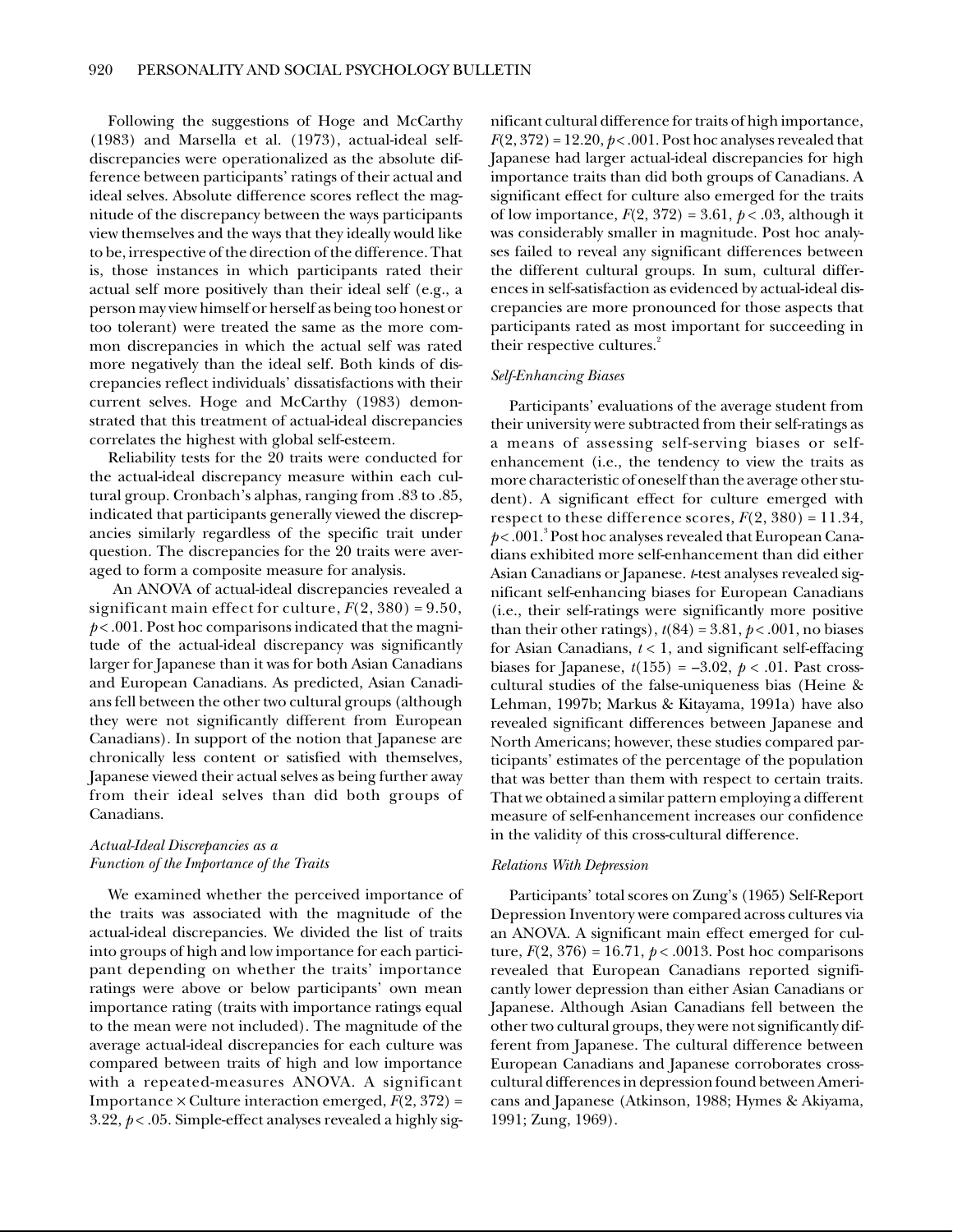Following the suggestions of Hoge and McCarthy (1983) and Marsella et al. (1973), actual-ideal self-discrepancies were operationalized as the absolute difference between participants' ratings of their actual and ideal selves. Absolute difference scores reflect the magnitude of the discrepancy between the ways participants view themselves and the ways that they ideally would like to be, irrespective of the direction of the difference. That is, those instances in which participants rated their actual self more positively than their ideal self (e.g., a person may view himself or herself as being too honest or too tolerant) were treated the same as the more common discrepancies in which the actual self was rated more negatively than the ideal self. Both kinds of discrepancies reflect individuals' dissatisfactions with their current selves. Hoge and McCarthy (1983) demonstrated that this treatment of actual-ideal discrepancies correlates the highest with global self-esteem.

Reliability tests for the 20 traits were conducted for the actual-ideal discrepancy measure within each cultural group. Cronbach's alphas, ranging from .83 to .85, indicated that participants generally viewed the discrepancies similarly regardless of the specific trait under question. The discrepancies for the 20 traits were averaged to form a composite measure for analysis.

An ANOVA of actual-ideal discrepancies revealed a significant main effect for culture, $F(2, 380) = 9.50$, $p < .001$. Post hoc comparisons indicated that the magnitude of the actual-ideal discrepancy was significantly larger for Japanese than it was for both Asian Canadians and European Canadians. As predicted, Asian Canadians fell between the other two cultural groups (although they were not significantly different from European Canadians). In support of the notion that Japanese are chronically less content or satisfied with themselves, Japanese viewed their actual selves as being further away from their ideal selves than did both groups of Canadians.

### *Actual-Ideal Discrepancies as a Function of the Importance of the Traits*

We examined whether the perceived importance of the traits was associated with the magnitude of the actual-ideal discrepancies. We divided the list of traits into groups of high and low importance for each participant depending on whether the traits' importance ratings were above or below participants' own mean importance rating (traits with importance ratings equal to the mean were not included). The magnitude of the average actual-ideal discrepancies for each culture was compared between traits of high and low importance with a repeated-measures ANOVA. A significant Importance × Culture interaction emerged, $F(2, 372) = 3.22$, $p < .05$. Simple-effect analyses revealed a highly significant cultural difference for traits of high importance, $F(2, 372) = 12.20$, $p < .001$. Post hoc analyses revealed that Japanese had larger actual-ideal discrepancies for high importance traits than did both groups of Canadians. A significant effect for culture also emerged for the traits of low importance, $F(2, 372) = 3.61$, $p < .03$, although it was considerably smaller in magnitude. Post hoc analyses failed to reveal any significant differences between the different cultural groups. In sum, cultural differences in self-satisfaction as evidenced by actual-ideal discrepancies are more pronounced for those aspects that participants rated as most important for succeeding in their respective cultures.[2]

### *Self-Enhancing Biases*

Participants' evaluations of the average student from their university were subtracted from their self-ratings as a means of assessing self-serving biases or self-enhancement (i.e., the tendency to view the traits as more characteristic of oneself than the average other student). A significant effect for culture emerged with respect to these difference scores, $F(2, 380) = 11.34$, $p < .001$.[3] Post hoc analyses revealed that European Canadians exhibited more self-enhancement than did either Asian Canadians or Japanese. *t*-test analyses revealed significant self-enhancing biases for European Canadians (i.e., their self-ratings were significantly more positive than their other ratings), $t(84) = 3.81$, $p < .001$, no biases for Asian Canadians, $t < 1$, and significant self-effacing biases for Japanese, $t(155) = -3.02$, $p < .01$. Past cross-cultural studies of the false-uniqueness bias (Heine & Lehman, 1997b; Markus & Kitayama, 1991a) have also revealed significant differences between Japanese and North Americans; however, these studies compared participants' estimates of the percentage of the population that was better than them with respect to certain traits. That we obtained a similar pattern employing a different measure of self-enhancement increases our confidence in the validity of this cross-cultural difference.

### *Relations With Depression*

Participants' total scores on Zung's (1965) Self-Report Depression Inventory were compared across cultures via an ANOVA. A significant main effect emerged for culture, $F(2, 376) = 16.71$, $p < .0013$. Post hoc comparisons revealed that European Canadians reported significantly lower depression than either Asian Canadians or Japanese. Although Asian Canadians fell between the other two cultural groups, they were not significantly different from Japanese. The cultural difference between European Canadians and Japanese corroborates cross-cultural differences in depression found between Americans and Japanese (Atkinson, 1988; Hymes & Akiyama, 1991; Zung, 1969).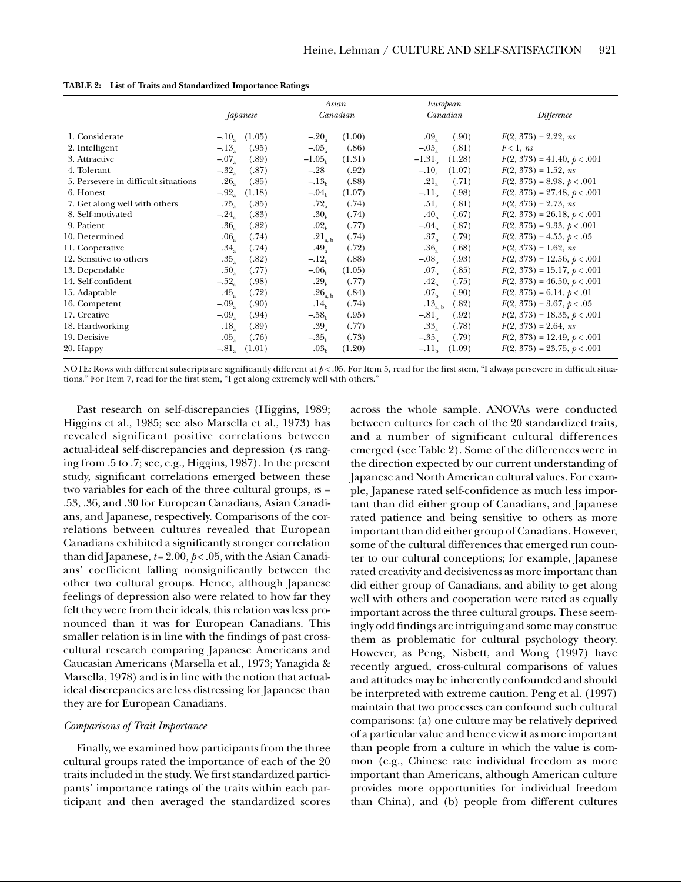**TABLE 2: List of Traits and Standardized Importance Ratings**

| | *Japanese* | | *Asian Canadian* | | *European Canadian* | | *Difference* |
|---|---|---|---|---|---|---|---|
| 1. Considerate | $-.10_a$ | (1.05) | $-.20_a$ | (1.00) | $.09_a$ | (.90) | $F(2, 373) = 2.22$, *ns* |
| 2. Intelligent | $-.13_a$ | (.95) | $-.05_a$ | (.86) | $-.05_a$ | (.81) | $F < 1$, *ns* |
| 3. Attractive | $-.07_a$ | (.89) | $-1.05_b$ | (1.31) | $-1.31_b$ | (1.28) | $F(2, 373) = 41.40$, $p < .001$ |
| 4. Tolerant | $-.32_a$ | (.87) | $-.28$ | (.92) | $-.10_a$ | (1.07) | $F(2, 373) = 1.52$, *ns* |
| 5. Persevere in difficult situations | $.26_a$ | (.85) | $-.13_b$ | (.88) | $.21_a$ | (.71) | $F(2, 373) = 8.98$, $p < .001$ |
| 6. Honest | $-.92_a$ | (1.18) | $-.04_b$ | (1.07) | $-.11_b$ | (.98) | $F(2, 373) = 27.48$, $p < .001$ |
| 7. Get along well with others | $.75_a$ | (.85) | $.72_a$ | (.74) | $.51_a$ | (.81) | $F(2, 373) = 2.73$, *ns* |
| 8. Self-motivated | $-.24_a$ | (.83) | $.30_b$ | (.74) | $.40_b$ | (.67) | $F(2, 373) = 26.18$, $p < .001$ |
| 9. Patient | $.36_a$ | (.82) | $.02_b$ | (.77) | $-.04_b$ | (.87) | $F(2, 373) = 9.33$, $p < .001$ |
| 10. Determined | $.06_a$ | (.74) | $.21_{a, b}$ | (.74) | $.37_b$ | (.79) | $F(2, 373) = 4.55$, $p < .05$ |
| 11. Cooperative | $.34_a$ | (.74) | $.49_a$ | (.72) | $.36_a$ | (.68) | $F(2, 373) = 1.62$, *ns* |
| 12. Sensitive to others | $.35_a$ | (.82) | $-.12_b$ | (.88) | $-.08_b$ | (.93) | $F(2, 373) = 12.56$, $p < .001$ |
| 13. Dependable | $.50_a$ | (.77) | $-.06_b$ | (1.05) | $.07_b$ | (.85) | $F(2, 373) = 15.17$, $p < .001$ |
| 14. Self-confident | $-.52_a$ | (.98) | $.29_b$ | (.77) | $.42_b$ | (.75) | $F(2, 373) = 46.50$, $p < .001$ |
| 15. Adaptable | $.45_a$ | (.72) | $.26_{a, b}$ | (.84) | $.07_b$ | (.90) | $F(2, 373) = 6.14$, $p < .01$ |
| 16. Competent | $-.09_a$ | (.90) | $.14_b$ | (.74) | $.13_{a, b}$ | (.82) | $F(2, 373) = 3.67$, $p < .05$ |
| 17. Creative | $-.09_a$ | (.94) | $-.58_b$ | (.95) | $-.81_b$ | (.92) | $F(2, 373) = 18.35$, $p < .001$ |
| 18. Hardworking | $.18_a$ | (.89) | $.39_a$ | (.77) | $.33_a$ | (.78) | $F(2, 373) = 2.64$, *ns* |
| 19. Decisive | $.05_a$ | (.76) | $-.35_b$ | (.73) | $-.35_b$ | (.79) | $F(2, 373) = 12.49$, $p < .001$ |
| 20. Happy | $-.81_a$ | (1.01) | $.03_b$ | (1.20) | $-.11_b$ | (1.09) | $F(2, 373) = 23.75$, $p < .001$ |

NOTE: Rows with different subscripts are significantly different at $p < .05$. For Item 5, read for the first stem, "I always persevere in difficult situations." For Item 7, read for the first stem, "I get along extremely well with others."

Past research on self-discrepancies (Higgins, 1989; Higgins et al., 1985; see also Marsella et al., 1973) has revealed significant positive correlations between actual-ideal self-discrepancies and depression (*r*s ranging from .5 to .7; see, e.g., Higgins, 1987). In the present study, significant correlations emerged between these two variables for each of the three cultural groups, *r*s = .53, .36, and .30 for European Canadians, Asian Canadians, and Japanese, respectively. Comparisons of the correlations between cultures revealed that European Canadians exhibited a significantly stronger correlation than did Japanese, $t = 2.00$, $p < .05$, with the Asian Canadians' coefficient falling nonsignificantly between the other two cultural groups. Hence, although Japanese feelings of depression also were related to how far they felt they were from their ideals, this relation was less pronounced than it was for European Canadians. This smaller relation is in line with the findings of past cross-cultural research comparing Japanese Americans and Caucasian Americans (Marsella et al., 1973; Yanagida & Marsella, 1978) and is in line with the notion that actual-ideal discrepancies are less distressing for Japanese than they are for European Canadians.

### *Comparisons of Trait Importance*

Finally, we examined how participants from the three cultural groups rated the importance of each of the 20 traits included in the study. We first standardized participants' importance ratings of the traits within each participant and then averaged the standardized scores across the whole sample. ANOVAs were conducted between cultures for each of the 20 standardized traits, and a number of significant cultural differences emerged (see Table 2). Some of the differences were in the direction expected by our current understanding of Japanese and North American cultural values. For example, Japanese rated self-confidence as much less important than did either group of Canadians, and Japanese rated patience and being sensitive to others as more important than did either group of Canadians. However, some of the cultural differences that emerged run counter to our cultural conceptions; for example, Japanese rated creativity and decisiveness as more important than did either group of Canadians, and ability to get along well with others and cooperation were rated as equally important across the three cultural groups. These seemingly odd findings are intriguing and some may construe them as problematic for cultural psychology theory. However, as Peng, Nisbett, and Wong (1997) have recently argued, cross-cultural comparisons of values and attitudes may be inherently confounded and should be interpreted with extreme caution. Peng et al. (1997) maintain that two processes can confound such cultural comparisons: (a) one culture may be relatively deprived of a particular value and hence view it as more important than people from a culture in which the value is common (e.g., Chinese rate individual freedom as more important than Americans, although American culture provides more opportunities for individual freedom than China), and (b) people from different cultures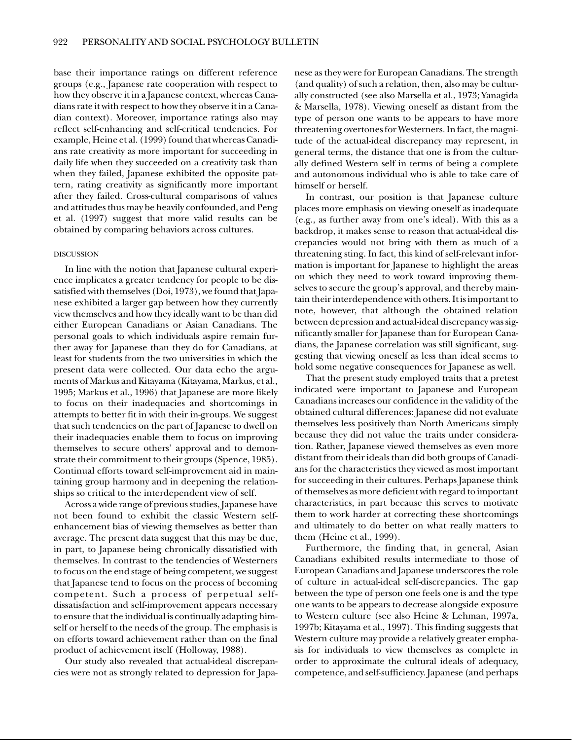base their importance ratings on different reference groups (e.g., Japanese rate cooperation with respect to how they observe it in a Japanese context, whereas Canadians rate it with respect to how they observe it in a Canadian context). Moreover, importance ratings also may reflect self-enhancing and self-critical tendencies. For example, Heine et al. (1999) found that whereas Canadians rate creativity as more important for succeeding in daily life when they succeeded on a creativity task than when they failed, Japanese exhibited the opposite pattern, rating creativity as significantly more important after they failed. Cross-cultural comparisons of values and attitudes thus may be heavily confounded, and Peng et al. (1997) suggest that more valid results can be obtained by comparing behaviors across cultures.

## DISCUSSION

In line with the notion that Japanese cultural experience implicates a greater tendency for people to be dissatisfied with themselves (Doi, 1973), we found that Japanese exhibited a larger gap between how they currently view themselves and how they ideally want to be than did either European Canadians or Asian Canadians. The personal goals to which individuals aspire remain further away for Japanese than they do for Canadians, at least for students from the two universities in which the present data were collected. Our data echo the arguments of Markus and Kitayama (Kitayama, Markus, et al., 1995; Markus et al., 1996) that Japanese are more likely to focus on their inadequacies and shortcomings in attempts to better fit in with their in-groups. We suggest that such tendencies on the part of Japanese to dwell on their inadequacies enable them to focus on improving themselves to secure others' approval and to demonstrate their commitment to their groups (Spence, 1985). Continual efforts toward self-improvement aid in maintaining group harmony and in deepening the relationships so critical to the interdependent view of self.

Across a wide range of previous studies, Japanese have not been found to exhibit the classic Western self-enhancement bias of viewing themselves as better than average. The present data suggest that this may be due, in part, to Japanese being chronically dissatisfied with themselves. In contrast to the tendencies of Westerners to focus on the end stage of being competent, we suggest that Japanese tend to focus on the process of becoming competent. Such a process of perpetual self-dissatisfaction and self-improvement appears necessary to ensure that the individual is continually adapting himself or herself to the needs of the group. The emphasis is on efforts toward achievement rather than on the final product of achievement itself (Holloway, 1988).

Our study also revealed that actual-ideal discrepancies were not as strongly related to depression for Japanese as they were for European Canadians. The strength (and quality) of such a relation, then, also may be culturally constructed (see also Marsella et al., 1973; Yanagida & Marsella, 1978). Viewing oneself as distant from the type of person one wants to be appears to have more threatening overtones for Westerners. In fact, the magnitude of the actual-ideal discrepancy may represent, in general terms, the distance that one is from the culturally defined Western self in terms of being a complete and autonomous individual who is able to take care of himself or herself.

In contrast, our position is that Japanese culture places more emphasis on viewing oneself as inadequate (e.g., as further away from one's ideal). With this as a backdrop, it makes sense to reason that actual-ideal discrepancies would not bring with them as much of a threatening sting. In fact, this kind of self-relevant information is important for Japanese to highlight the areas on which they need to work toward improving themselves to secure the group's approval, and thereby maintain their interdependence with others. It is important to note, however, that although the obtained relation between depression and actual-ideal discrepancy was significantly smaller for Japanese than for European Canadians, the Japanese correlation was still significant, suggesting that viewing oneself as less than ideal seems to hold some negative consequences for Japanese as well.

That the present study employed traits that a pretest indicated were important to Japanese and European Canadians increases our confidence in the validity of the obtained cultural differences: Japanese did not evaluate themselves less positively than North Americans simply because they did not value the traits under consideration. Rather, Japanese viewed themselves as even more distant from their ideals than did both groups of Canadians for the characteristics they viewed as most important for succeeding in their cultures. Perhaps Japanese think of themselves as more deficient with regard to important characteristics, in part because this serves to motivate them to work harder at correcting these shortcomings and ultimately to do better on what really matters to them (Heine et al., 1999).

Furthermore, the finding that, in general, Asian Canadians exhibited results intermediate to those of European Canadians and Japanese underscores the role of culture in actual-ideal self-discrepancies. The gap between the type of person one feels one is and the type one wants to be appears to decrease alongside exposure to Western culture (see also Heine & Lehman, 1997a, 1997b; Kitayama et al., 1997). This finding suggests that Western culture may provide a relatively greater emphasis for individuals to view themselves as complete in order to approximate the cultural ideals of adequacy, competence, and self-sufficiency. Japanese (and perhaps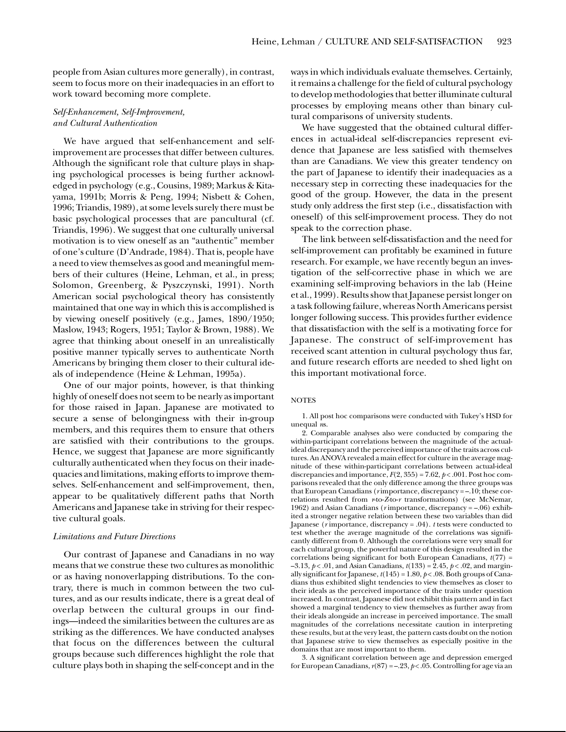people from Asian cultures more generally), in contrast, seem to focus more on their inadequacies in an effort to work toward becoming more complete.

### *Self-Enhancement, Self-Improvement, and Cultural Authentication*

We have argued that self-enhancement and self-improvement are processes that differ between cultures. Although the significant role that culture plays in shaping psychological processes is being further acknowledged in psychology (e.g., Cousins, 1989; Markus & Kitayama, 1991b; Morris & Peng, 1994; Nisbett & Cohen, 1996; Triandis, 1989), at some levels surely there must be basic psychological processes that are pancultural (cf. Triandis, 1996). We suggest that one culturally universal motivation is to view oneself as an "authentic" member of one's culture (D'Andrade, 1984). That is, people have a need to view themselves as good and meaningful members of their cultures (Heine, Lehman, et al., in press; Solomon, Greenberg, & Pyszczynski, 1991). North American social psychological theory has consistently maintained that one way in which this is accomplished is by viewing oneself positively (e.g., James, 1890/1950; Maslow, 1943; Rogers, 1951; Taylor & Brown, 1988). We agree that thinking about oneself in an unrealistically positive manner typically serves to authenticate North Americans by bringing them closer to their cultural ideals of independence (Heine & Lehman, 1995a).

One of our major points, however, is that thinking highly of oneself does not seem to be nearly as important for those raised in Japan. Japanese are motivated to secure a sense of belongingness with their in-group members, and this requires them to ensure that others are satisfied with their contributions to the groups. Hence, we suggest that Japanese are more significantly culturally authenticated when they focus on their inadequacies and limitations, making efforts to improve themselves. Self-enhancement and self-improvement, then, appear to be qualitatively different paths that North Americans and Japanese take in striving for their respective cultural goals.

### *Limitations and Future Directions*

Our contrast of Japanese and Canadians in no way means that we construe these two cultures as monolithic or as having nonoverlapping distributions. To the contrary, there is much in common between the two cultures, and as our results indicate, there is a great deal of overlap between the cultural groups in our findings—indeed the similarities between the cultures are as striking as the differences. We have conducted analyses that focus on the differences between the cultural groups because such differences highlight the role that culture plays both in shaping the self-concept and in the ways in which individuals evaluate themselves. Certainly, it remains a challenge for the field of cultural psychology to develop methodologies that better illuminate cultural processes by employing means other than binary cultural comparisons of university students.

We have suggested that the obtained cultural differences in actual-ideal self-discrepancies represent evidence that Japanese are less satisfied with themselves than are Canadians. We view this greater tendency on the part of Japanese to identify their inadequacies as a necessary step in correcting these inadequacies for the good of the group. However, the data in the present study only address the first step (i.e., dissatisfaction with oneself) of this self-improvement process. They do not speak to the correction phase.

The link between self-dissatisfaction and the need for self-improvement can profitably be examined in future research. For example, we have recently begun an investigation of the self-corrective phase in which we are examining self-improving behaviors in the lab (Heine et al., 1999). Results show that Japanese persist longer on a task following failure, whereas North Americans persist longer following success. This provides further evidence that dissatisfaction with the self is a motivating force for Japanese. The construct of self-improvement has received scant attention in cultural psychology thus far, and future research efforts are needed to shed light on this important motivational force.

## NOTES

1. All post hoc comparisons were conducted with Tukey's HSD for unequal *n*s.

2. Comparable analyses also were conducted by comparing the within-participant correlations between the magnitude of the actual-ideal discrepancy and the perceived importance of the traits across cultures. An ANOVA revealed a main effect for culture in the average magnitude of these within-participant correlations between actual-ideal discrepancies and importance, $F(2, 355) = 7.62$, $p < .001$. Post hoc comparisons revealed that the only difference among the three groups was that European Canadians ($r$ importance, discrepancy = –.10; these correlations resulted from $r$-to-$Z$-to-$r$ transformations) (see McNemar, 1962) and Asian Canadians ($r$ importance, discrepancy = –.06) exhibited a stronger negative relation between these two variables than did Japanese ($r$ importance, discrepancy = .04). *t* tests were conducted to test whether the average magnitude of the correlations was significantly different from 0. Although the correlations were very small for each cultural group, the powerful nature of this design resulted in the correlations being significant for both European Canadians, $t(77) = -3.13$, $p < .01$, and Asian Canadians, $t(133) = 2.45$, $p < .02$, and marginally significant for Japanese, $t(145) = 1.80$, $p < .08$. Both groups of Canadians thus exhibited slight tendencies to view themselves as closer to their ideals as the perceived importance of the traits under question increased. In contrast, Japanese did not exhibit this pattern and in fact showed a marginal tendency to view themselves as further away from their ideals alongside an increase in perceived importance. The small magnitudes of the correlations necessitate caution in interpreting these results, but at the very least, the pattern casts doubt on the notion that Japanese strive to view themselves as especially positive in the domains that are most important to them.

3. A significant correlation between age and depression emerged for European Canadians, $r(87) = -.23$, $p < .05$. Controlling for age via an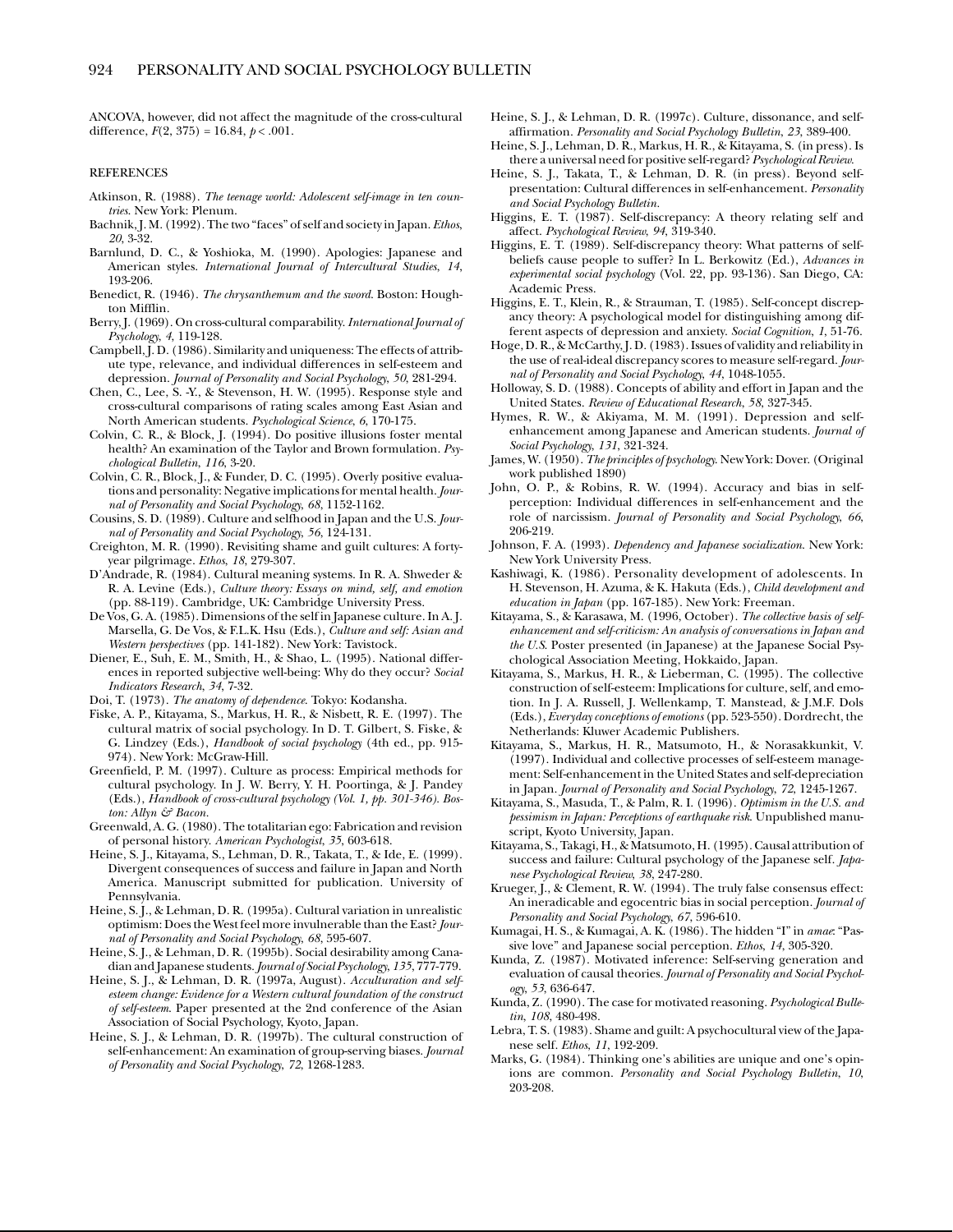ANCOVA, however, did not affect the magnitude of the cross-cultural difference, $F(2, 375) = 16.84$, $p < .001$.

## REFERENCES

Atkinson, R. (1988). *The teenage world: Adolescent self-image in ten countries*. New York: Plenum.

Bachnik, J. M. (1992). The two "faces" of self and society in Japan. *Ethos*, *20*, 3-32.

Barnlund, D. C., & Yoshioka, M. (1990). Apologies: Japanese and American styles. *International Journal of Intercultural Studies*, *14*, 193-206.

Benedict, R. (1946). *The chrysanthemum and the sword*. Boston: Houghton Mifflin.

Berry, J. (1969). On cross-cultural comparability. *International Journal of Psychology*, *4*, 119-128.

Campbell, J. D. (1986). Similarity and uniqueness: The effects of attribute type, relevance, and individual differences in self-esteem and depression. *Journal of Personality and Social Psychology*, *50*, 281-294.

Chen, C., Lee, S. -Y., & Stevenson, H. W. (1995). Response style and cross-cultural comparisons of rating scales among East Asian and North American students. *Psychological Science*, *6*, 170-175.

Colvin, C. R., & Block, J. (1994). Do positive illusions foster mental health? An examination of the Taylor and Brown formulation. *Psychological Bulletin*, *116*, 3-20.

Colvin, C. R., Block, J., & Funder, D. C. (1995). Overly positive evaluations and personality: Negative implications for mental health. *Journal of Personality and Social Psychology*, *68*, 1152-1162.

Cousins, S. D. (1989). Culture and selfhood in Japan and the U.S. *Journal of Personality and Social Psychology*, *56*, 124-131.

Creighton, M. R. (1990). Revisiting shame and guilt cultures: A forty-year pilgrimage. *Ethos*, *18*, 279-307.

D'Andrade, R. (1984). Cultural meaning systems. In R. A. Shweder & R. A. Levine (Eds.), *Culture theory: Essays on mind, self, and emotion* (pp. 88-119). Cambridge, UK: Cambridge University Press.

De Vos, G. A. (1985). Dimensions of the self in Japanese culture. In A. J. Marsella, G. De Vos, & F.L.K. Hsu (Eds.), *Culture and self: Asian and Western perspectives* (pp. 141-182). New York: Tavistock.

Diener, E., Suh, E. M., Smith, H., & Shao, L. (1995). National differences in reported subjective well-being: Why do they occur? *Social Indicators Research*, *34*, 7-32.

Doi, T. (1973). *The anatomy of dependence*. Tokyo: Kodansha.

Fiske, A. P., Kitayama, S., Markus, H. R., & Nisbett, R. E. (1997). The cultural matrix of social psychology. In D. T. Gilbert, S. Fiske, & G. Lindzey (Eds.), *Handbook of social psychology* (4th ed., pp. 915-974). New York: McGraw-Hill.

Greenfield, P. M. (1997). Culture as process: Empirical methods for cultural psychology. In J. W. Berry, Y. H. Poortinga, & J. Pandey (Eds.), *Handbook of cross-cultural psychology (Vol. 1, pp. 301-346). Boston: Allyn & Bacon.*

Greenwald, A. G. (1980). The totalitarian ego: Fabrication and revision of personal history. *American Psychologist*, *35*, 603-618.

Heine, S. J., Kitayama, S., Lehman, D. R., Takata, T., & Ide, E. (1999). Divergent consequences of success and failure in Japan and North America. Manuscript submitted for publication. University of Pennsylvania.

Heine, S. J., & Lehman, D. R. (1995a). Cultural variation in unrealistic optimism: Does the West feel more invulnerable than the East? *Journal of Personality and Social Psychology*, *68*, 595-607.

Heine, S. J., & Lehman, D. R. (1995b). Social desirability among Canadian and Japanese students. *Journal of Social Psychology*, *135*, 777-779.

Heine, S. J., & Lehman, D. R. (1997a, August). *Acculturation and self-esteem change: Evidence for a Western cultural foundation of the construct of self-esteem*. Paper presented at the 2nd conference of the Asian Association of Social Psychology, Kyoto, Japan.

Heine, S. J., & Lehman, D. R. (1997b). The cultural construction of self-enhancement: An examination of group-serving biases. *Journal of Personality and Social Psychology*, *72*, 1268-1283.

Heine, S. J., & Lehman, D. R. (1997c). Culture, dissonance, and self-affirmation. *Personality and Social Psychology Bulletin*, *23*, 389-400.

Heine, S. J., Lehman, D. R., Markus, H. R., & Kitayama, S. (in press). Is there a universal need for positive self-regard? *Psychological Review*.

Heine, S. J., Takata, T., & Lehman, D. R. (in press). Beyond self-presentation: Cultural differences in self-enhancement. *Personality and Social Psychology Bulletin*.

Higgins, E. T. (1987). Self-discrepancy: A theory relating self and affect. *Psychological Review*, *94*, 319-340.

Higgins, E. T. (1989). Self-discrepancy theory: What patterns of self-beliefs cause people to suffer? In L. Berkowitz (Ed.), *Advances in experimental social psychology* (Vol. 22, pp. 93-136). San Diego, CA: Academic Press.

Higgins, E. T., Klein, R., & Strauman, T. (1985). Self-concept discrepancy theory: A psychological model for distinguishing among different aspects of depression and anxiety. *Social Cognition*, *1*, 51-76.

Hoge, D. R., & McCarthy, J. D. (1983). Issues of validity and reliability in the use of real-ideal discrepancy scores to measure self-regard. *Journal of Personality and Social Psychology*, *44*, 1048-1055.

Holloway, S. D. (1988). Concepts of ability and effort in Japan and the United States. *Review of Educational Research*, *58*, 327-345.

Hymes, R. W., & Akiyama, M. M. (1991). Depression and self-enhancement among Japanese and American students. *Journal of Social Psychology*, *131*, 321-324.

James, W. (1950). *The principles of psychology*. New York: Dover. (Original work published 1890)

John, O. P., & Robins, R. W. (1994). Accuracy and bias in self-perception: Individual differences in self-enhancement and the role of narcissism. *Journal of Personality and Social Psychology*, *66*, 206-219.

Johnson, F. A. (1993). *Dependency and Japanese socialization*. New York: New York University Press.

Kashiwagi, K. (1986). Personality development of adolescents. In H. Stevenson, H. Azuma, & K. Hakuta (Eds.), *Child development and education in Japan* (pp. 167-185). New York: Freeman.

Kitayama, S., & Karasawa, M. (1996, October). *The collective basis of self-enhancement and self-criticism: An analysis of conversations in Japan and the U.S.* Poster presented (in Japanese) at the Japanese Social Psychological Association Meeting, Hokkaido, Japan.

Kitayama, S., Markus, H. R., & Lieberman, C. (1995). The collective construction of self-esteem: Implications for culture, self, and emotion. In J. A. Russell, J. Wellenkamp, T. Manstead, & J.M.F. Dols (Eds.), *Everyday conceptions of emotions* (pp. 523-550). Dordrecht, the Netherlands: Kluwer Academic Publishers.

Kitayama, S., Markus, H. R., Matsumoto, H., & Norasakkunkit, V. (1997). Individual and collective processes of self-esteem management: Self-enhancement in the United States and self-depreciation in Japan. *Journal of Personality and Social Psychology*, *72*, 1245-1267.

Kitayama, S., Masuda, T., & Palm, R. I. (1996). *Optimism in the U.S. and pessimism in Japan: Perceptions of earthquake risk*. Unpublished manuscript, Kyoto University, Japan.

Kitayama, S., Takagi, H., & Matsumoto, H. (1995). Causal attribution of success and failure: Cultural psychology of the Japanese self. *Japanese Psychological Review*, *38*, 247-280.

Krueger, J., & Clement, R. W. (1994). The truly false consensus effect: An ineradicable and egocentric bias in social perception. *Journal of Personality and Social Psychology*, *67*, 596-610.

Kumagai, H. S., & Kumagai, A. K. (1986). The hidden "I" in *amae*: "Passive love" and Japanese social perception. *Ethos*, *14*, 305-320.

Kunda, Z. (1987). Motivated inference: Self-serving generation and evaluation of causal theories. *Journal of Personality and Social Psychology*, *53*, 636-647.

Kunda, Z. (1990). The case for motivated reasoning. *Psychological Bulletin*, *108*, 480-498.

Lebra, T. S. (1983). Shame and guilt: A psychocultural view of the Japanese self. *Ethos*, *11*, 192-209.

Marks, G. (1984). Thinking one's abilities are unique and one's opinions are common. *Personality and Social Psychology Bulletin*, *10*, 203-208.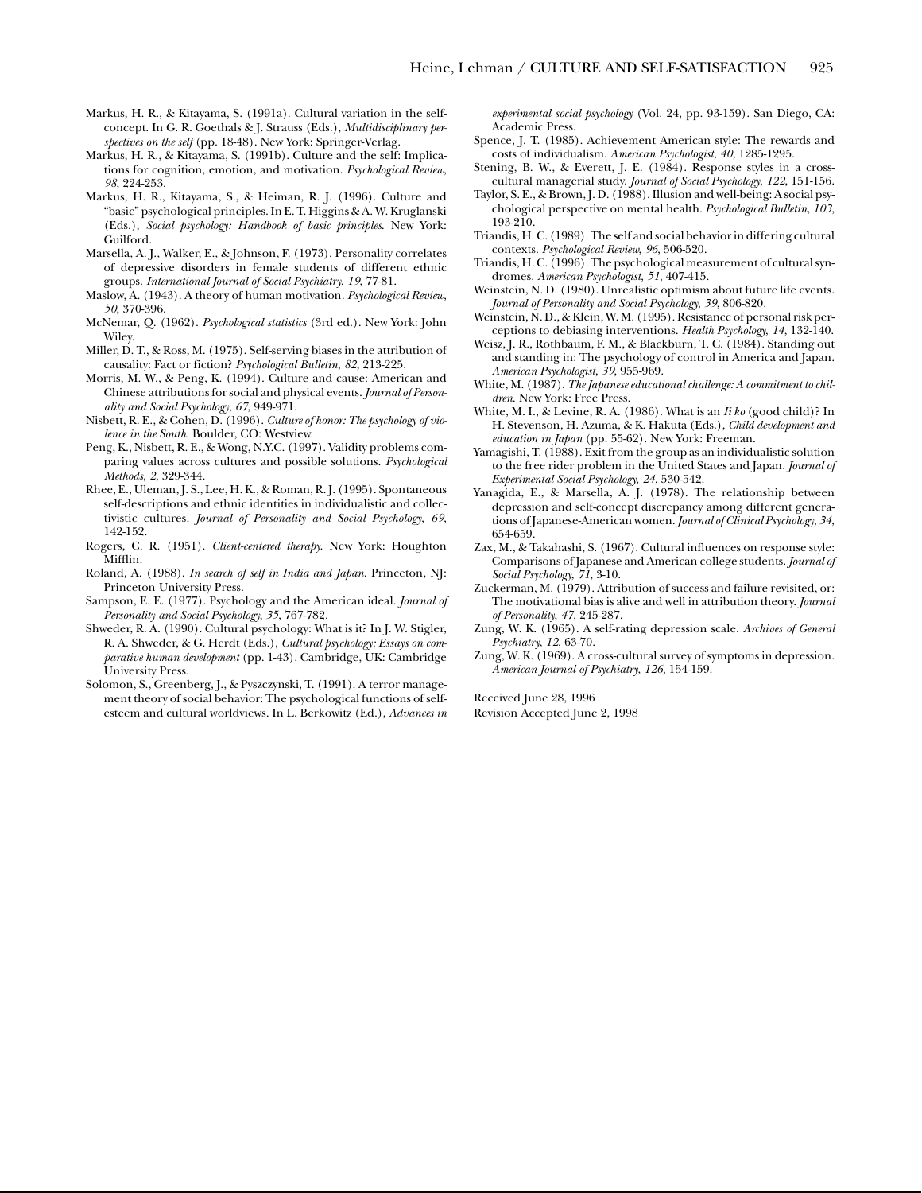Markus, H. R., & Kitayama, S. (1991a). Cultural variation in the self-concept. In G. R. Goethals & J. Strauss (Eds.), *Multidisciplinary perspectives on the self* (pp. 18-48). New York: Springer-Verlag.

Markus, H. R., & Kitayama, S. (1991b). Culture and the self: Implications for cognition, emotion, and motivation. *Psychological Review, 98*, 224-253.

Markus, H. R., Kitayama, S., & Heiman, R. J. (1996). Culture and "basic" psychological principles. In E. T. Higgins & A. W. Kruglanski (Eds.), *Social psychology: Handbook of basic principles*. New York: Guilford.

Marsella, A. J., Walker, E., & Johnson, F. (1973). Personality correlates of depressive disorders in female students of different ethnic groups. *International Journal of Social Psychiatry, 19*, 77-81.

Maslow, A. (1943). A theory of human motivation. *Psychological Review, 50*, 370-396.

McNemar, Q. (1962). *Psychological statistics* (3rd ed.). New York: John Wiley.

Miller, D. T., & Ross, M. (1975). Self-serving biases in the attribution of causality: Fact or fiction? *Psychological Bulletin, 82*, 213-225.

Morris, M. W., & Peng, K. (1994). Culture and cause: American and Chinese attributions for social and physical events. *Journal of Personality and Social Psychology, 67*, 949-971.

Nisbett, R. E., & Cohen, D. (1996). *Culture of honor: The psychology of violence in the South*. Boulder, CO: Westview.

Peng, K., Nisbett, R. E., & Wong, N.Y.C. (1997). Validity problems comparing values across cultures and possible solutions. *Psychological Methods, 2*, 329-344.

Rhee, E., Uleman, J. S., Lee, H. K., & Roman, R. J. (1995). Spontaneous self-descriptions and ethnic identities in individualistic and collectivistic cultures. *Journal of Personality and Social Psychology, 69*, 142-152.

Rogers, C. R. (1951). *Client-centered therapy*. New York: Houghton Mifflin.

Roland, A. (1988). *In search of self in India and Japan*. Princeton, NJ: Princeton University Press.

Sampson, E. E. (1977). Psychology and the American ideal. *Journal of Personality and Social Psychology, 35*, 767-782.

Shweder, R. A. (1990). Cultural psychology: What is it? In J. W. Stigler, R. A. Shweder, & G. Herdt (Eds.), *Cultural psychology: Essays on comparative human development* (pp. 1-43). Cambridge, UK: Cambridge University Press.

Solomon, S., Greenberg, J., & Pyszczynski, T. (1991). A terror management theory of social behavior: The psychological functions of self-esteem and cultural worldviews. In L. Berkowitz (Ed.), *Advances in experimental social psychology* (Vol. 24, pp. 93-159). San Diego, CA: Academic Press.

Spence, J. T. (1985). Achievement American style: The rewards and costs of individualism. *American Psychologist, 40*, 1285-1295.

Stening, B. W., & Everett, J. E. (1984). Response styles in a cross-cultural managerial study. *Journal of Social Psychology, 122*, 151-156.

Taylor, S. E., & Brown, J. D. (1988). Illusion and well-being: A social psychological perspective on mental health. *Psychological Bulletin, 103*, 193-210.

Triandis, H. C. (1989). The self and social behavior in differing cultural contexts. *Psychological Review, 96*, 506-520.

Triandis, H. C. (1996). The psychological measurement of cultural syndromes. *American Psychologist, 51*, 407-415.

Weinstein, N. D. (1980). Unrealistic optimism about future life events. *Journal of Personality and Social Psychology, 39*, 806-820.

Weinstein, N. D., & Klein, W. M. (1995). Resistance of personal risk perceptions to debiasing interventions. *Health Psychology, 14*, 132-140.

Weisz, J. R., Rothbaum, F. M., & Blackburn, T. C. (1984). Standing out and standing in: The psychology of control in America and Japan. *American Psychologist, 39*, 955-969.

White, M. (1987). *The Japanese educational challenge: A commitment to children*. New York: Free Press.

White, M. I., & Levine, R. A. (1986). What is an *Ii ko* (good child)? In H. Stevenson, H. Azuma, & K. Hakuta (Eds.), *Child development and education in Japan* (pp. 55-62). New York: Freeman.

Yamagishi, T. (1988). Exit from the group as an individualistic solution to the free rider problem in the United States and Japan. *Journal of Experimental Social Psychology, 24*, 530-542.

Yanagida, E., & Marsella, A. J. (1978). The relationship between depression and self-concept discrepancy among different generations of Japanese-American women. *Journal of Clinical Psychology, 34*, 654-659.

Zax, M., & Takahashi, S. (1967). Cultural influences on response style: Comparisons of Japanese and American college students. *Journal of Social Psychology, 71*, 3-10.

Zuckerman, M. (1979). Attribution of success and failure revisited, or: The motivational bias is alive and well in attribution theory. *Journal of Personality, 47*, 245-287.

Zung, W. K. (1965). A self-rating depression scale. *Archives of General Psychiatry, 12*, 63-70.

Zung, W. K. (1969). A cross-cultural survey of symptoms in depression. *American Journal of Psychiatry, 126*, 154-159.

Received June 28, 1996
Revision Accepted June 2, 1998